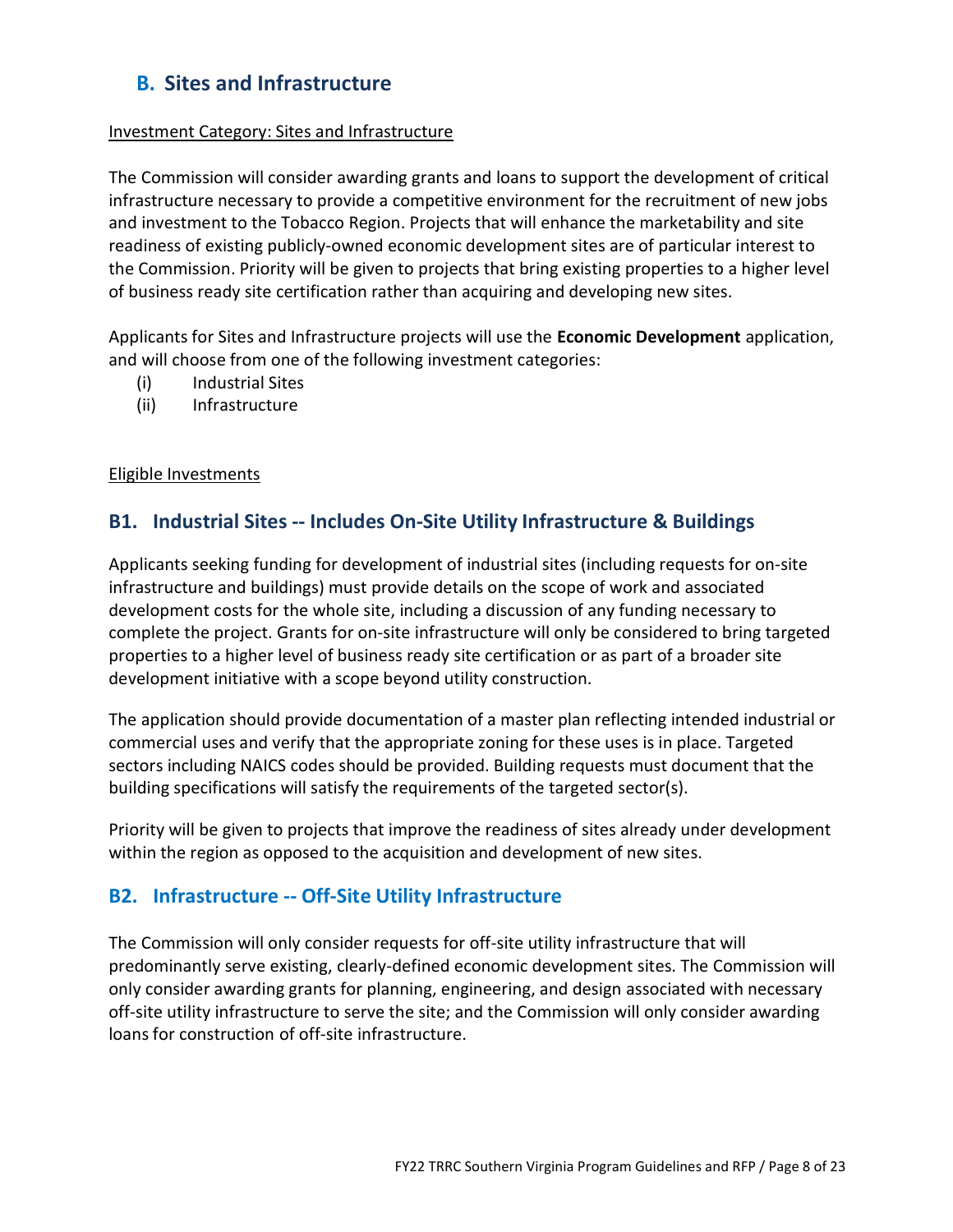## B. Sites and Infrastructure

Investment Category: Sites and Infrastructure

The Commission will consider awarding grants and loans to support the development of critical infrastructure necessary to provide a competitive environment for the recruitment of new jobs and investment to the Tobacco Region. Projects that will enhance the marketability and site readiness of existing publicly-owned economic development sites are of particular interest to the Commission. Priority will be given to projects that bring existing properties to a higher level of business ready site certification rather than acquiring and developing new sites.

Applicants for Sites and Infrastructure projects will use the **Economic Development** application, and will choose from one of the following investment categories:

(i) Industrial Sites
(ii) Infrastructure

Eligible Investments

### B1. Industrial Sites -- Includes On-Site Utility Infrastructure & Buildings

Applicants seeking funding for development of industrial sites (including requests for on-site infrastructure and buildings) must provide details on the scope of work and associated development costs for the whole site, including a discussion of any funding necessary to complete the project. Grants for on-site infrastructure will only be considered to bring targeted properties to a higher level of business ready site certification or as part of a broader site development initiative with a scope beyond utility construction.

The application should provide documentation of a master plan reflecting intended industrial or commercial uses and verify that the appropriate zoning for these uses is in place. Targeted sectors including NAICS codes should be provided. Building requests must document that the building specifications will satisfy the requirements of the targeted sector(s).

Priority will be given to projects that improve the readiness of sites already under development within the region as opposed to the acquisition and development of new sites.

### B2. Infrastructure -- Off-Site Utility Infrastructure

The Commission will only consider requests for off-site utility infrastructure that will predominantly serve existing, clearly-defined economic development sites. The Commission will only consider awarding grants for planning, engineering, and design associated with necessary off-site utility infrastructure to serve the site; and the Commission will only consider awarding loans for construction of off-site infrastructure.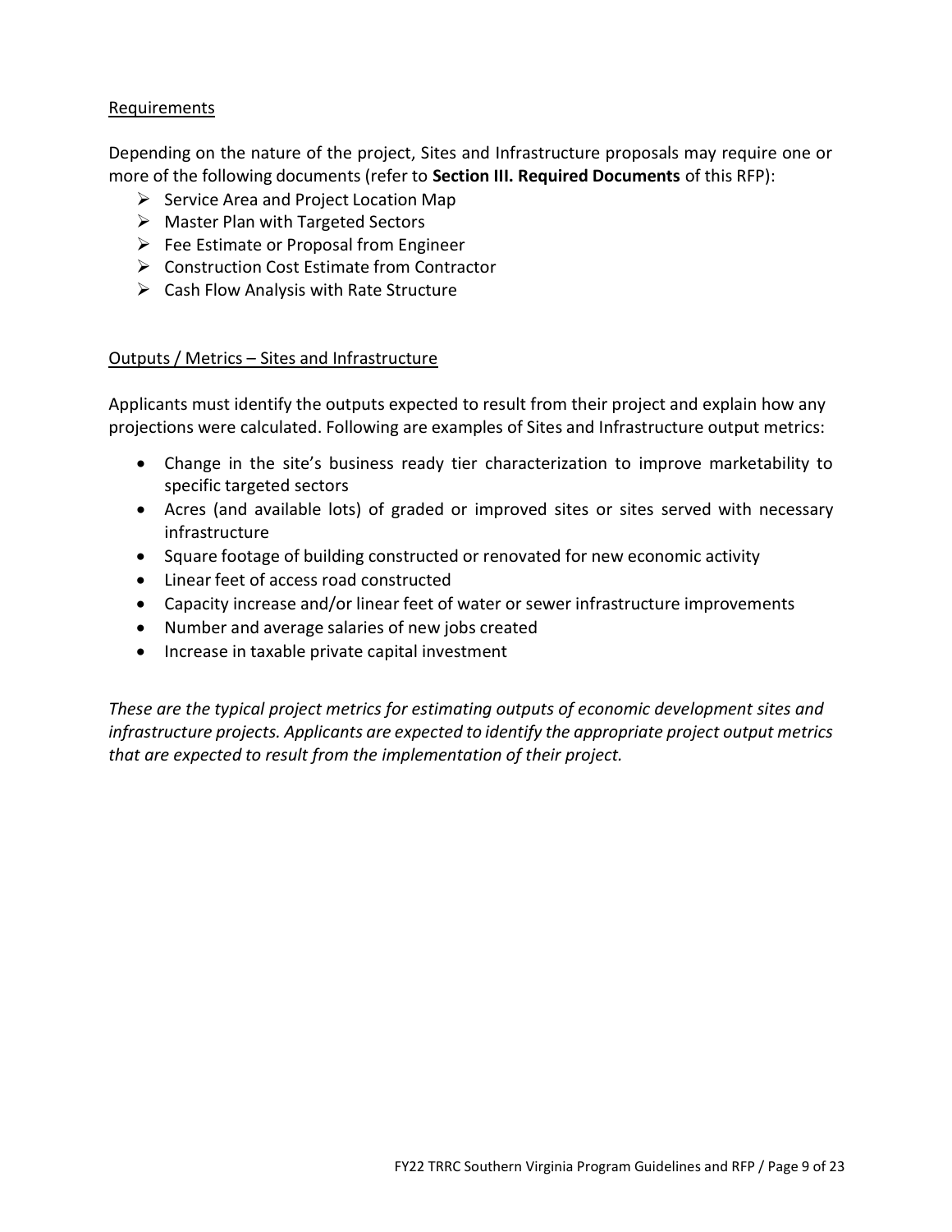Requirements

Depending on the nature of the project, Sites and Infrastructure proposals may require one or more of the following documents (refer to **Section III. Required Documents** of this RFP):

- Service Area and Project Location Map
- Master Plan with Targeted Sectors
- Fee Estimate or Proposal from Engineer
- Construction Cost Estimate from Contractor
- Cash Flow Analysis with Rate Structure

Outputs / Metrics – Sites and Infrastructure

Applicants must identify the outputs expected to result from their project and explain how any projections were calculated. Following are examples of Sites and Infrastructure output metrics:

- Change in the site's business ready tier characterization to improve marketability to specific targeted sectors
- Acres (and available lots) of graded or improved sites or sites served with necessary infrastructure
- Square footage of building constructed or renovated for new economic activity
- Linear feet of access road constructed
- Capacity increase and/or linear feet of water or sewer infrastructure improvements
- Number and average salaries of new jobs created
- Increase in taxable private capital investment

*These are the typical project metrics for estimating outputs of economic development sites and infrastructure projects. Applicants are expected to identify the appropriate project output metrics that are expected to result from the implementation of their project.*